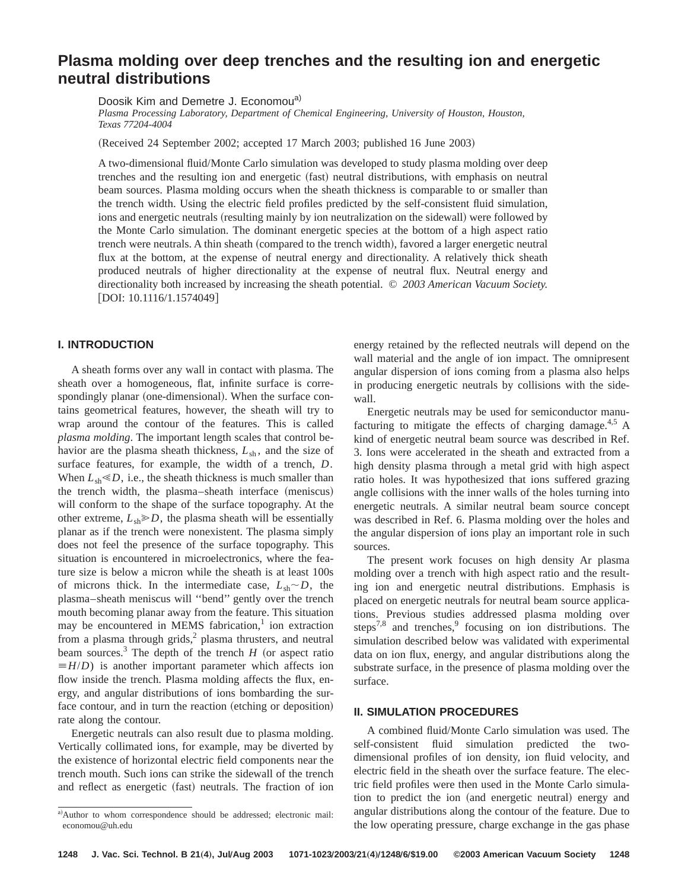# Plasma molding over deep trenches and the resulting ion and energetic neutral distributions

Doosik Kim and Demetre J. Economou[a]

*Plasma Processing Laboratory, Department of Chemical Engineering, University of Houston, Houston, Texas 77204-4004*

(Received 24 September 2002; accepted 17 March 2003; published 16 June 2003)

A two-dimensional fluid/Monte Carlo simulation was developed to study plasma molding over deep trenches and the resulting ion and energetic (fast) neutral distributions, with emphasis on neutral beam sources. Plasma molding occurs when the sheath thickness is comparable to or smaller than the trench width. Using the electric field profiles predicted by the self-consistent fluid simulation, ions and energetic neutrals (resulting mainly by ion neutralization on the sidewall) were followed by the Monte Carlo simulation. The dominant energetic species at the bottom of a high aspect ratio trench were neutrals. A thin sheath (compared to the trench width), favored a larger energetic neutral flux at the bottom, at the expense of neutral energy and directionality. A relatively thick sheath produced neutrals of higher directionality at the expense of neutral flux. Neutral energy and directionality both increased by increasing the sheath potential. © *2003 American Vacuum Society.* [DOI: 10.1116/1.1574049]

## I. INTRODUCTION

A sheath forms over any wall in contact with plasma. The sheath over a homogeneous, flat, infinite surface is correspondingly planar (one-dimensional). When the surface contains geometrical features, however, the sheath will try to wrap around the contour of the features. This is called *plasma molding*. The important length scales that control behavior are the plasma sheath thickness, $L_{sh}$, and the size of surface features, for example, the width of a trench, $D$. When $L_{sh} \ll D$, i.e., the sheath thickness is much smaller than the trench width, the plasma–sheath interface (meniscus) will conform to the shape of the surface topography. At the other extreme, $L_{sh} \gg D$, the plasma sheath will be essentially planar as if the trench were nonexistent. The plasma simply does not feel the presence of the surface topography. This situation is encountered in microelectronics, where the feature size is below a micron while the sheath is at least 100s of microns thick. In the intermediate case, $L_{sh} \sim D$, the plasma–sheath meniscus will ''bend'' gently over the trench mouth becoming planar away from the feature. This situation may be encountered in MEMS fabrication,[1] ion extraction from a plasma through grids,[2] plasma thrusters, and neutral beam sources.[3] The depth of the trench $H$ (or aspect ratio $\equiv H/D$) is another important parameter which affects ion flow inside the trench. Plasma molding affects the flux, energy, and angular distributions of ions bombarding the surface contour, and in turn the reaction (etching or deposition) rate along the contour.

Energetic neutrals can also result due to plasma molding. Vertically collimated ions, for example, may be diverted by the existence of horizontal electric field components near the trench mouth. Such ions can strike the sidewall of the trench and reflect as energetic (fast) neutrals. The fraction of ion energy retained by the reflected neutrals will depend on the wall material and the angle of ion impact. The omnipresent angular dispersion of ions coming from a plasma also helps in producing energetic neutrals by collisions with the sidewall.

Energetic neutrals may be used for semiconductor manufacturing to mitigate the effects of charging damage.[4,5] A kind of energetic neutral beam source was described in Ref. 3. Ions were accelerated in the sheath and extracted from a high density plasma through a metal grid with high aspect ratio holes. It was hypothesized that ions suffered grazing angle collisions with the inner walls of the holes turning into energetic neutrals. A similar neutral beam source concept was described in Ref. 6. Plasma molding over the holes and the angular dispersion of ions play an important role in such sources.

The present work focuses on high density Ar plasma molding over a trench with high aspect ratio and the resulting ion and energetic neutral distributions. Emphasis is placed on energetic neutrals for neutral beam source applications. Previous studies addressed plasma molding over steps[7,8] and trenches,[9] focusing on ion distributions. The simulation described below was validated with experimental data on ion flux, energy, and angular distributions along the substrate surface, in the presence of plasma molding over the surface.

## II. SIMULATION PROCEDURES

A combined fluid/Monte Carlo simulation was used. The self-consistent fluid simulation predicted the two-dimensional profiles of ion density, ion fluid velocity, and electric field in the sheath over the surface feature. The electric field profiles were then used in the Monte Carlo simulation to predict the ion (and energetic neutral) energy and angular distributions along the contour of the feature. Due to the low operating pressure, charge exchange in the gas phase

[a]Author to whom correspondence should be addressed; electronic mail: economou@uh.edu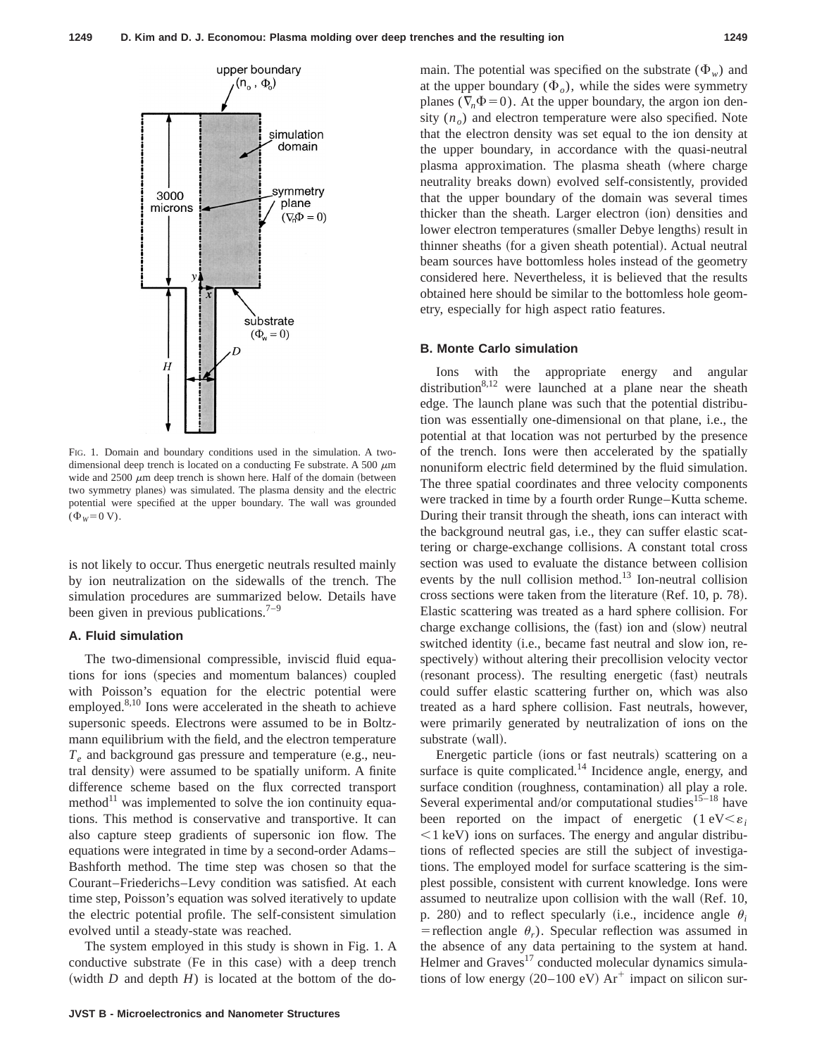FIG. 1. Domain and boundary conditions used in the simulation. A two-dimensional deep trench is located on a conducting Fe substrate. A 500 $\mu$m wide and 2500 $\mu$m deep trench is shown here. Half of the domain (between two symmetry planes) was simulated. The plasma density and the electric potential were specified at the upper boundary. The wall was grounded ($\Phi_W = 0$ V).

is not likely to occur. Thus energetic neutrals resulted mainly by ion neutralization on the sidewalls of the trench. The simulation procedures are summarized below. Details have been given in previous publications.[7–9]

### A. Fluid simulation

The two-dimensional compressible, inviscid fluid equations for ions (species and momentum balances) coupled with Poisson's equation for the electric potential were employed.[8,10] Ions were accelerated in the sheath to achieve supersonic speeds. Electrons were assumed to be in Boltzmann equilibrium with the field, and the electron temperature $T_e$ and background gas pressure and temperature (e.g., neutral density) were assumed to be spatially uniform. A finite difference scheme based on the flux corrected transport method[11] was implemented to solve the ion continuity equations. This method is conservative and transportive. It can also capture steep gradients of supersonic ion flow. The equations were integrated in time by a second-order Adams–Bashforth method. The time step was chosen so that the Courant–Friederichs–Levy condition was satisfied. At each time step, Poisson's equation was solved iteratively to update the electric potential profile. The self-consistent simulation evolved until a steady-state was reached.

The system employed in this study is shown in Fig. 1. A conductive substrate (Fe in this case) with a deep trench (width $D$ and depth $H$) is located at the bottom of the domain. The potential was specified on the substrate ($\Phi_w$) and at the upper boundary ($\Phi_o$), while the sides were symmetry planes ($\nabla_n \Phi = 0$). At the upper boundary, the argon ion density ($n_o$) and electron temperature were also specified. Note that the electron density was set equal to the ion density at the upper boundary, in accordance with the quasi-neutral plasma approximation. The plasma sheath (where charge neutrality breaks down) evolved self-consistently, provided that the upper boundary of the domain was several times thicker than the sheath. Larger electron (ion) densities and lower electron temperatures (smaller Debye lengths) result in thinner sheaths (for a given sheath potential). Actual neutral beam sources have bottomless holes instead of the geometry considered here. Nevertheless, it is believed that the results obtained here should be similar to the bottomless hole geometry, especially for high aspect ratio features.

### B. Monte Carlo simulation

Ions with the appropriate energy and angular distribution[8,12] were launched at a plane near the sheath edge. The launch plane was such that the potential distribution was essentially one-dimensional on that plane, i.e., the potential at that location was not perturbed by the presence of the trench. Ions were then accelerated by the spatially nonuniform electric field determined by the fluid simulation. The three spatial coordinates and three velocity components were tracked in time by a fourth order Runge–Kutta scheme. During their transit through the sheath, ions can interact with the background neutral gas, i.e., they can suffer elastic scattering or charge-exchange collisions. A constant total cross section was used to evaluate the distance between collision events by the null collision method.[13] Ion-neutral collision cross sections were taken from the literature (Ref. 10, p. 78). Elastic scattering was treated as a hard sphere collision. For charge exchange collisions, the (fast) ion and (slow) neutral switched identity (i.e., became fast neutral and slow ion, respectively) without altering their precollision velocity vector (resonant process). The resulting energetic (fast) neutrals could suffer elastic scattering further on, which was also treated as a hard sphere collision. Fast neutrals, however, were primarily generated by neutralization of ions on the substrate (wall).

Energetic particle (ions or fast neutrals) scattering on a surface is quite complicated.[14] Incidence angle, energy, and surface condition (roughness, contamination) all play a role. Several experimental and/or computational studies[15–18] have been reported on the impact of energetic ($1\ \text{eV} < \varepsilon_i < 1\ \text{keV}$) ions on surfaces. The energy and angular distributions of reflected species are still the subject of investigations. The employed model for surface scattering is the simplest possible, consistent with current knowledge. Ions were assumed to neutralize upon collision with the wall (Ref. 10, p. 280) and to reflect specularly (i.e., incidence angle $\theta_i$ = reflection angle $\theta_r$). Specular reflection was assumed in the absence of any data pertaining to the system at hand. Helmer and Graves[17] conducted molecular dynamics simulations of low energy (20–100 eV) $Ar^+$ impact on silicon sur-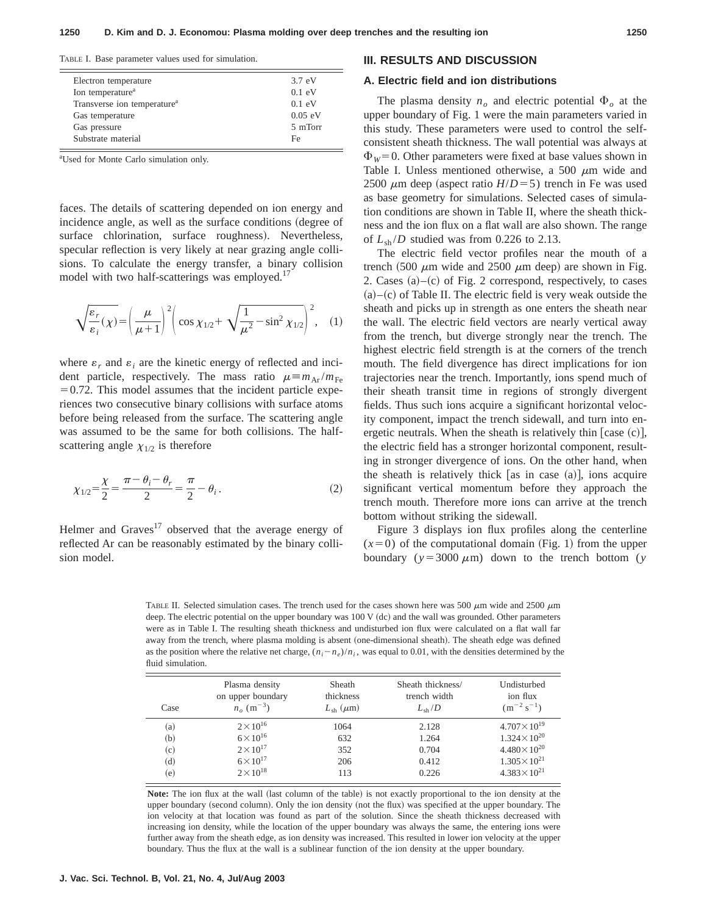TABLE I. Base parameter values used for simulation.

| | |
|---|---|
| Electron temperature | 3.7 eV |
| Ion temperature[a] | 0.1 eV |
| Transverse ion temperature[a] | 0.1 eV |
| Gas temperature | 0.05 eV |
| Gas pressure | 5 mTorr |
| Substrate material | Fe |

[a]Used for Monte Carlo simulation only.

faces. The details of scattering depended on ion energy and incidence angle, as well as the surface conditions (degree of surface chlorination, surface roughness). Nevertheless, specular reflection is very likely at near grazing angle collisions. To calculate the energy transfer, a binary collision model with two half-scatterings was employed.[17]

$$\sqrt{\frac{\varepsilon_r}{\varepsilon_i}(\chi)} = \left(\frac{\mu}{\mu+1}\right)^2 \left(\cos\chi_{1/2} + \sqrt{\frac{1}{\mu^2} - \sin^2\chi_{1/2}}\right)^2, \quad (1)$$

where $\varepsilon_r$ and $\varepsilon_i$ are the kinetic energy of reflected and incident particle, respectively. The mass ratio $\mu \equiv m_{\mathrm{Ar}}/m_{\mathrm{Fe}} = 0.72$. This model assumes that the incident particle experiences two consecutive binary collisions with surface atoms before being released from the surface. The scattering angle was assumed to be the same for both collisions. The half-scattering angle $\chi_{1/2}$ is therefore

$$\chi_{1/2} = \frac{\chi}{2} = \frac{\pi - \theta_i - \theta_r}{2} = \frac{\pi}{2} - \theta_i. \quad (2)$$

Helmer and Graves[17] observed that the average energy of reflected Ar can be reasonably estimated by the binary collision model.

## III. RESULTS AND DISCUSSION

### A. Electric field and ion distributions

The plasma density $n_o$ and electric potential $\Phi_o$ at the upper boundary of Fig. 1 were the main parameters varied in this study. These parameters were used to control the self-consistent sheath thickness. The wall potential was always at $\Phi_W = 0$. Other parameters were fixed at base values shown in Table I. Unless mentioned otherwise, a 500 μm wide and 2500 μm deep (aspect ratio $H/D = 5$) trench in Fe was used as base geometry for simulations. Selected cases of simulation conditions are shown in Table II, where the sheath thickness and the ion flux on a flat wall are also shown. The range of $L_{\mathrm{sh}}/D$ studied was from 0.226 to 2.13.

The electric field vector profiles near the mouth of a trench (500 μm wide and 2500 μm deep) are shown in Fig. 2. Cases (a)–(c) of Fig. 2 correspond, respectively, to cases (a)–(c) of Table II. The electric field is very weak outside the sheath and picks up in strength as one enters the sheath near the wall. The electric field vectors are nearly vertical away from the trench, but diverge strongly near the trench. The highest electric field strength is at the corners of the trench mouth. The field divergence has direct implications for ion trajectories near the trench. Importantly, ions spend much of their sheath transit time in regions of strongly divergent fields. Thus such ions acquire a significant horizontal velocity component, impact the trench sidewall, and turn into energetic neutrals. When the sheath is relatively thin [case (c)], the electric field has a stronger horizontal component, resulting in stronger divergence of ions. On the other hand, when the sheath is relatively thick [as in case (a)], ions acquire significant vertical momentum before they approach the trench mouth. Therefore more ions can arrive at the trench bottom without striking the sidewall.

Figure 3 displays ion flux profiles along the centerline ($x = 0$) of the computational domain (Fig. 1) from the upper boundary ($y = 3000$ μm) down to the trench bottom ($y$

TABLE II. Selected simulation cases. The trench used for the cases shown here was 500 μm wide and 2500 μm deep. The electric potential on the upper boundary was 100 V (dc) and the wall was grounded. Other parameters were as in Table I. The resulting sheath thickness and undisturbed ion flux were calculated on a flat wall far away from the trench, where plasma molding is absent (one-dimensional sheath). The sheath edge was defined as the position where the relative net charge, $(n_i - n_e)/n_i$, was equal to 0.01, with the densities determined by the fluid simulation.

| Case | Plasma density on upper boundary $n_o$ ($\mathrm{m^{-3}}$) | Sheath thickness $L_{\mathrm{sh}}$ (μm) | Sheath thickness/ trench width $L_{\mathrm{sh}}/D$ | Undisturbed ion flux ($\mathrm{m^{-2}\,s^{-1}}$) |
|---|---|---|---|---|
| (a) | $2\times10^{16}$ | 1064 | 2.128 | $4.707\times10^{19}$ |
| (b) | $6\times10^{16}$ | 632 | 1.264 | $1.324\times10^{20}$ |
| (c) | $2\times10^{17}$ | 352 | 0.704 | $4.480\times10^{20}$ |
| (d) | $6\times10^{17}$ | 206 | 0.412 | $1.305\times10^{21}$ |
| (e) | $2\times10^{18}$ | 113 | 0.226 | $4.383\times10^{21}$ |

**Note:** The ion flux at the wall (last column of the table) is not exactly proportional to the ion density at the upper boundary (second column). Only the ion density (not the flux) was specified at the upper boundary. The ion velocity at that location was found as part of the solution. Since the sheath thickness decreased with increasing ion density, while the location of the upper boundary was always the same, the entering ions were further away from the sheath edge, as ion density was increased. This resulted in lower ion velocity at the upper boundary. Thus the flux at the wall is a sublinear function of the ion density at the upper boundary.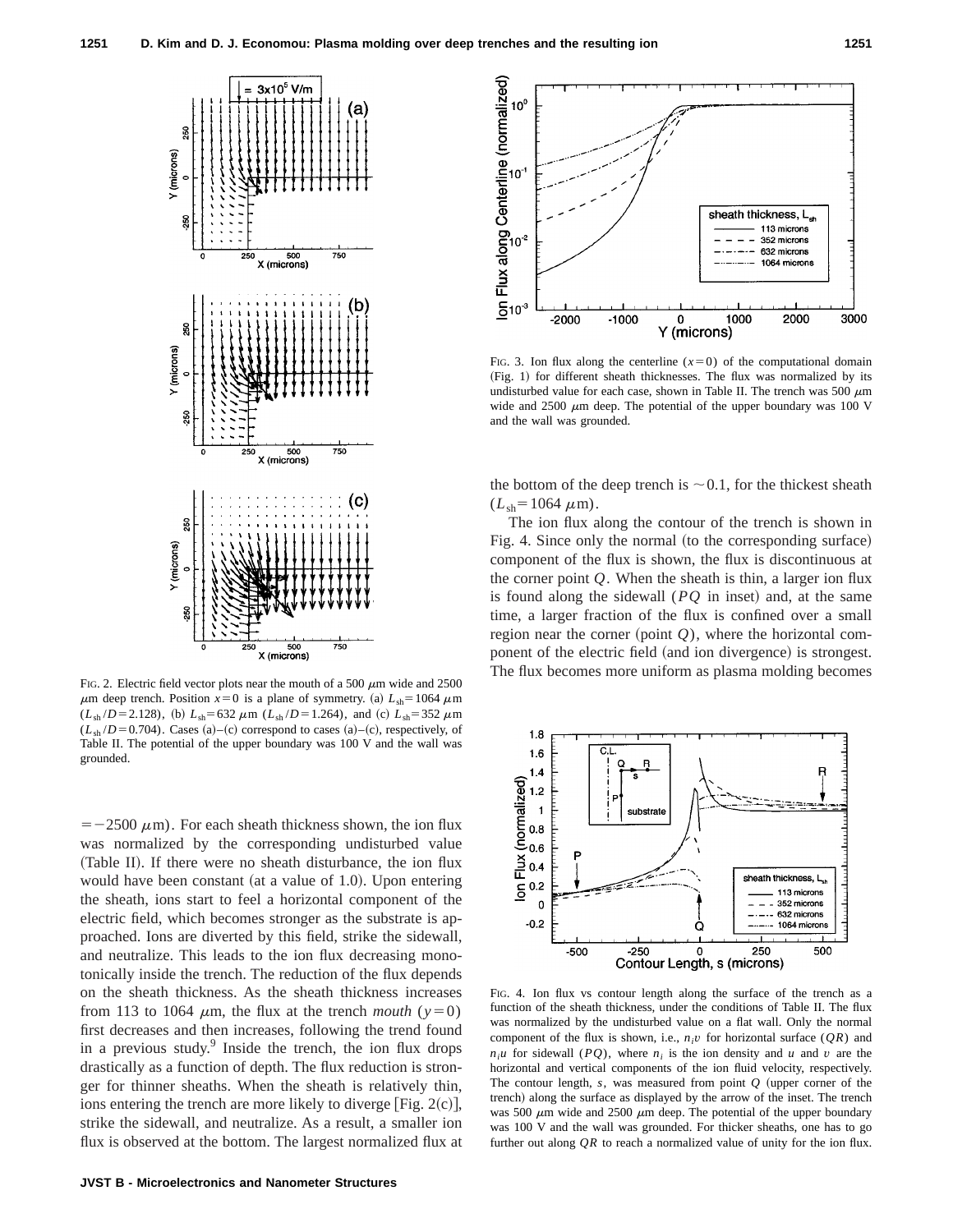FIG. 2. Electric field vector plots near the mouth of a 500 $\mu$m wide and 2500 $\mu$m deep trench. Position $x=0$ is a plane of symmetry. (a) $L_{sh}=1064$ $\mu$m ($L_{sh}/D=2.128$), (b) $L_{sh}=632$ $\mu$m ($L_{sh}/D=1.264$), and (c) $L_{sh}=352$ $\mu$m ($L_{sh}/D=0.704$). Cases (a)–(c) correspond to cases (a)–(c), respectively, of Table II. The potential of the upper boundary was 100 V and the wall was grounded.

$=-2500$ $\mu$m). For each sheath thickness shown, the ion flux was normalized by the corresponding undisturbed value (Table II). If there were no sheath disturbance, the ion flux would have been constant (at a value of 1.0). Upon entering the sheath, ions start to feel a horizontal component of the electric field, which becomes stronger as the substrate is approached. Ions are diverted by this field, strike the sidewall, and neutralize. This leads to the ion flux decreasing monotonically inside the trench. The reduction of the flux depends on the sheath thickness. As the sheath thickness increases from 113 to 1064 $\mu$m, the flux at the trench *mouth* ($y=0$) first decreases and then increases, following the trend found in a previous study.[9] Inside the trench, the ion flux drops drastically as a function of depth. The flux reduction is stronger for thinner sheaths. When the sheath is relatively thin, ions entering the trench are more likely to diverge [Fig. 2(c)], strike the sidewall, and neutralize. As a result, a smaller ion flux is observed at the bottom. The largest normalized flux at the bottom of the deep trench is $\sim 0.1$, for the thickest sheath ($L_{sh}=1064$ $\mu$m).

FIG. 3. Ion flux along the centerline ($x=0$) of the computational domain (Fig. 1) for different sheath thicknesses. The flux was normalized by its undisturbed value for each case, shown in Table II. The trench was 500 $\mu$m wide and 2500 $\mu$m deep. The potential of the upper boundary was 100 V and the wall was grounded.

The ion flux along the contour of the trench is shown in Fig. 4. Since only the normal (to the corresponding surface) component of the flux is shown, the flux is discontinuous at the corner point $Q$. When the sheath is thin, a larger ion flux is found along the sidewall ($PQ$ in inset) and, at the same time, a larger fraction of the flux is confined over a small region near the corner (point $Q$), where the horizontal component of the electric field (and ion divergence) is strongest. The flux becomes more uniform as plasma molding becomes

FIG. 4. Ion flux vs contour length along the surface of the trench as a function of the sheath thickness, under the conditions of Table II. The flux was normalized by the undisturbed value on a flat wall. Only the normal component of the flux is shown, i.e., $n_i v$ for horizontal surface ($QR$) and $n_i u$ for sidewall ($PQ$), where $n_i$ is the ion density and $u$ and $v$ are the horizontal and vertical components of the ion fluid velocity, respectively. The contour length, $s$, was measured from point $Q$ (upper corner of the trench) along the surface as displayed by the arrow of the inset. The trench was 500 $\mu$m wide and 2500 $\mu$m deep. The potential of the upper boundary was 100 V and the wall was grounded. For thicker sheaths, one has to go further out along $QR$ to reach a normalized value of unity for the ion flux.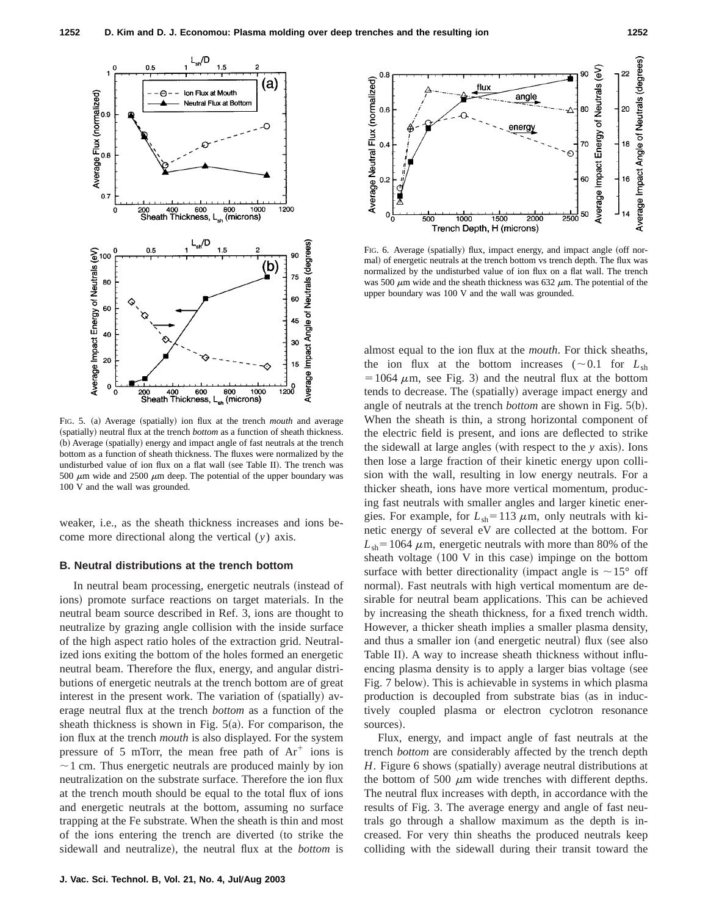FIG. 5. (a) Average (spatially) ion flux at the trench *mouth* and average (spatially) neutral flux at the trench *bottom* as a function of sheath thickness. (b) Average (spatially) energy and impact angle of fast neutrals at the trench bottom as a function of sheath thickness. The fluxes were normalized by the undisturbed value of ion flux on a flat wall (see Table II). The trench was 500 $\mu$m wide and 2500 $\mu$m deep. The potential of the upper boundary was 100 V and the wall was grounded.

weaker, i.e., as the sheath thickness increases and ions become more directional along the vertical ($y$) axis.

### B. Neutral distributions at the trench bottom

In neutral beam processing, energetic neutrals (instead of ions) promote surface reactions on target materials. In the neutral beam source described in Ref. 3, ions are thought to neutralize by grazing angle collision with the inside surface of the high aspect ratio holes of the extraction grid. Neutralized ions exiting the bottom of the holes formed an energetic neutral beam. Therefore the flux, energy, and angular distributions of energetic neutrals at the trench bottom are of great interest in the present work. The variation of (spatially) average neutral flux at the trench *bottom* as a function of the sheath thickness is shown in Fig. 5(a). For comparison, the ion flux at the trench *mouth* is also displayed. For the system pressure of 5 mTorr, the mean free path of $Ar^+$ ions is $\sim$1 cm. Thus energetic neutrals are produced mainly by ion neutralization on the substrate surface. Therefore the ion flux at the trench mouth should be equal to the total flux of ions and energetic neutrals at the bottom, assuming no surface trapping at the Fe substrate. When the sheath is thin and most of the ions entering the trench are diverted (to strike the sidewall and neutralize), the neutral flux at the *bottom* is almost equal to the ion flux at the *mouth*. For thick sheaths, the ion flux at the bottom increases ($\sim$0.1 for $L_{sh} = 1064$ $\mu$m, see Fig. 3) and the neutral flux at the bottom tends to decrease. The (spatially) average impact energy and angle of neutrals at the trench *bottom* are shown in Fig. 5(b). When the sheath is thin, a strong horizontal component of the electric field is present, and ions are deflected to strike the sidewall at large angles (with respect to the $y$ axis). Ions then lose a large fraction of their kinetic energy upon collision with the wall, resulting in low energy neutrals. For a thicker sheath, ions have more vertical momentum, producing fast neutrals with smaller angles and larger kinetic energies. For example, for $L_{sh} = 113$ $\mu$m, only neutrals with kinetic energy of several eV are collected at the bottom. For $L_{sh} = 1064$ $\mu$m, energetic neutrals with more than 80% of the sheath voltage (100 V in this case) impinge on the bottom surface with better directionality (impact angle is $\sim 15°$ off normal). Fast neutrals with high vertical momentum are desirable for neutral beam applications. This can be achieved by increasing the sheath thickness, for a fixed trench width. However, a thicker sheath implies a smaller plasma density, and thus a smaller ion (and energetic neutral) flux (see also Table II). A way to increase sheath thickness without influencing plasma density is to apply a larger bias voltage (see Fig. 7 below). This is achievable in systems in which plasma production is decoupled from substrate bias (as in inductively coupled plasma or electron cyclotron resonance sources).

FIG. 6. Average (spatially) flux, impact energy, and impact angle (off normal) of energetic neutrals at the trench bottom vs trench depth. The flux was normalized by the undisturbed value of ion flux on a flat wall. The trench was 500 $\mu$m wide and the sheath thickness was 632 $\mu$m. The potential of the upper boundary was 100 V and the wall was grounded.

Flux, energy, and impact angle of fast neutrals at the trench *bottom* are considerably affected by the trench depth $H$. Figure 6 shows (spatially) average neutral distributions at the bottom of 500 $\mu$m wide trenches with different depths. The neutral flux increases with depth, in accordance with the results of Fig. 3. The average energy and angle of fast neutrals go through a shallow maximum as the depth is increased. For very thin sheaths the produced neutrals keep colliding with the sidewall during their transit toward the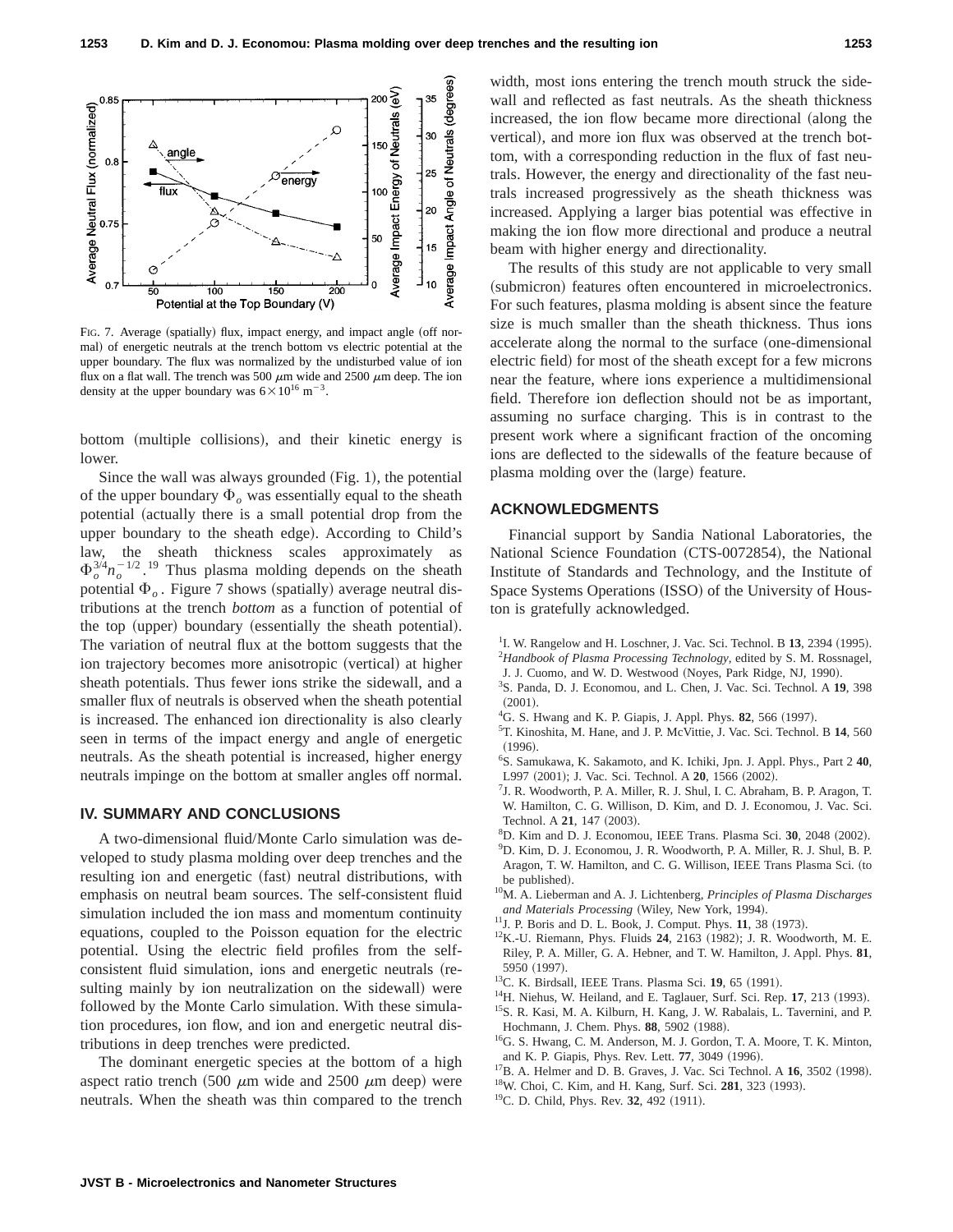Average Neutral Flux (normalized)
Average Impact Energy of Neutrals (eV)
Average Impact Angle of Neutrals (degrees)
0.85
0.8
0.75
0.7
200
150
100
50
0
35
30
25
20
15
10
angle
flux
energy
50
100
150
200
Potential at the Top Boundary (V)

FIG. 7. Average (spatially) flux, impact energy, and impact angle (off normal) of energetic neutrals at the trench bottom vs electric potential at the upper boundary. The flux was normalized by the undisturbed value of ion flux on a flat wall. The trench was 500 $\mu$m wide and 2500 $\mu$m deep. The ion density at the upper boundary was $6\times10^{16}$ m$^{-3}$.

bottom (multiple collisions), and their kinetic energy is lower.

Since the wall was always grounded (Fig. 1), the potential of the upper boundary $\Phi_o$ was essentially equal to the sheath potential (actually there is a small potential drop from the upper boundary to the sheath edge). According to Child's law, the sheath thickness scales approximately as $\Phi_o^{3/4} n_o^{-1/2}$.[19] Thus plasma molding depends on the sheath potential $\Phi_o$. Figure 7 shows (spatially) average neutral distributions at the trench *bottom* as a function of potential of the top (upper) boundary (essentially the sheath potential). The variation of neutral flux at the bottom suggests that the ion trajectory becomes more anisotropic (vertical) at higher sheath potentials. Thus fewer ions strike the sidewall, and a smaller flux of neutrals is observed when the sheath potential is increased. The enhanced ion directionality is also clearly seen in terms of the impact energy and angle of energetic neutrals. As the sheath potential is increased, higher energy neutrals impinge on the bottom at smaller angles off normal.

## IV. SUMMARY AND CONCLUSIONS

A two-dimensional fluid/Monte Carlo simulation was developed to study plasma molding over deep trenches and the resulting ion and energetic (fast) neutral distributions, with emphasis on neutral beam sources. The self-consistent fluid simulation included the ion mass and momentum continuity equations, coupled to the Poisson equation for the electric potential. Using the electric field profiles from the self-consistent fluid simulation, ions and energetic neutrals (resulting mainly by ion neutralization on the sidewall) were followed by the Monte Carlo simulation. With these simulation procedures, ion flow, and ion and energetic neutral distributions in deep trenches were predicted.

The dominant energetic species at the bottom of a high aspect ratio trench (500 $\mu$m wide and 2500 $\mu$m deep) were neutrals. When the sheath was thin compared to the trench width, most ions entering the trench mouth struck the sidewall and reflected as fast neutrals. As the sheath thickness increased, the ion flow became more directional (along the vertical), and more ion flux was observed at the trench bottom, with a corresponding reduction in the flux of fast neutrals. However, the energy and directionality of the fast neutrals increased progressively as the sheath thickness was increased. Applying a larger bias potential was effective in making the ion flow more directional and produce a neutral beam with higher energy and directionality.

The results of this study are not applicable to very small (submicron) features often encountered in microelectronics. For such features, plasma molding is absent since the feature size is much smaller than the sheath thickness. Thus ions accelerate along the normal to the surface (one-dimensional electric field) for most of the sheath except for a few microns near the feature, where ions experience a multidimensional field. Therefore ion deflection should not be as important, assuming no surface charging. This is in contrast to the present work where a significant fraction of the oncoming ions are deflected to the sidewalls of the feature because of plasma molding over the (large) feature.

## ACKNOWLEDGMENTS

Financial support by Sandia National Laboratories, the National Science Foundation (CTS-0072854), the National Institute of Standards and Technology, and the Institute of Space Systems Operations (ISSO) of the University of Houston is gratefully acknowledged.

[1] I. W. Rangelow and H. Loschner, J. Vac. Sci. Technol. B **13**, 2394 (1995).
[2] *Handbook of Plasma Processing Technology*, edited by S. M. Rossnagel, J. J. Cuomo, and W. D. Westwood (Noyes, Park Ridge, NJ, 1990).
[3] S. Panda, D. J. Economou, and L. Chen, J. Vac. Sci. Technol. A **19**, 398 (2001).
[4] G. S. Hwang and K. P. Giapis, J. Appl. Phys. **82**, 566 (1997).
[5] T. Kinoshita, M. Hane, and J. P. McVittie, J. Vac. Sci. Technol. B **14**, 560 (1996).
[6] S. Samukawa, K. Sakamoto, and K. Ichiki, Jpn. J. Appl. Phys., Part 2 **40**, L997 (2001); J. Vac. Sci. Technol. A **20**, 1566 (2002).
[7] J. R. Woodworth, P. A. Miller, R. J. Shul, I. C. Abraham, B. P. Aragon, T. W. Hamilton, C. G. Willison, D. Kim, and D. J. Economou, J. Vac. Sci. Technol. A **21**, 147 (2003).
[8] D. Kim and D. J. Economou, IEEE Trans. Plasma Sci. **30**, 2048 (2002).
[9] D. Kim, D. J. Economou, J. R. Woodworth, P. A. Miller, R. J. Shul, B. P. Aragon, T. W. Hamilton, and C. G. Willison, IEEE Trans Plasma Sci. (to be published).
[10] M. A. Lieberman and A. J. Lichtenberg, *Principles of Plasma Discharges and Materials Processing* (Wiley, New York, 1994).
[11] J. P. Boris and D. L. Book, J. Comput. Phys. **11**, 38 (1973).
[12] K.-U. Riemann, Phys. Fluids **24**, 2163 (1982); J. R. Woodworth, M. E. Riley, P. A. Miller, G. A. Hebner, and T. W. Hamilton, J. Appl. Phys. **81**, 5950 (1997).
[13] C. K. Birdsall, IEEE Trans. Plasma Sci. **19**, 65 (1991).
[14] H. Niehus, W. Heiland, and E. Taglauer, Surf. Sci. Rep. **17**, 213 (1993).
[15] S. R. Kasi, M. A. Kilburn, H. Kang, J. W. Rabalais, L. Tavernini, and P. Hochmann, J. Chem. Phys. **88**, 5902 (1988).
[16] G. S. Hwang, C. M. Anderson, M. J. Gordon, T. A. Moore, T. K. Minton, and K. P. Giapis, Phys. Rev. Lett. **77**, 3049 (1996).
[17] B. A. Helmer and D. B. Graves, J. Vac Sci Technol. A **16**, 3502 (1998).
[18] W. Choi, C. Kim, and H. Kang, Surf. Sci. **281**, 323 (1993).
[19] C. D. Child, Phys. Rev. **32**, 492 (1911).